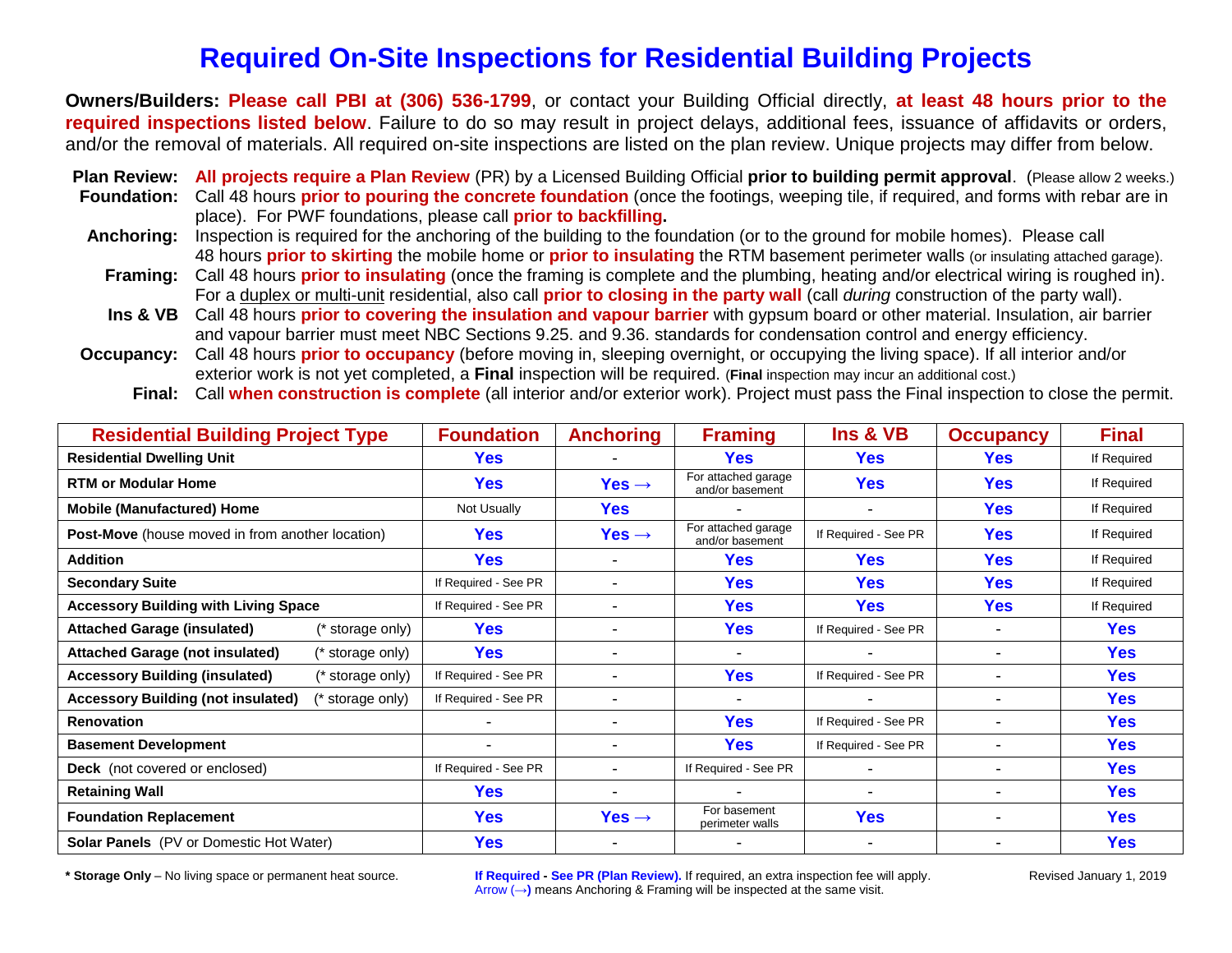# Required On-Site Inspections for Residential Building Projects

**Owners/Builders: Please call PBI at (306) 536-1799**, or contact your Building Official directly, **at least 48 hours prior to the required inspections listed below**. Failure to do so may result in project delays, additional fees, issuance of affidavits or orders, and/or the removal of materials. All required on-site inspections are listed on the plan review. Unique projects may differ from below.

**Plan Review:** **All projects require a Plan Review** (PR) by a Licensed Building Official **prior to building permit approval**. (Please allow 2 weeks.)

**Foundation:** Call 48 hours **prior to pouring the concrete foundation** (once the footings, weeping tile, if required, and forms with rebar are in place). For PWF foundations, please call **prior to backfilling.**

**Anchoring:** Inspection is required for the anchoring of the building to the foundation (or to the ground for mobile homes). Please call 48 hours **prior to skirting** the mobile home or **prior to insulating** the RTM basement perimeter walls (or insulating attached garage).

**Framing:** Call 48 hours **prior to insulating** (once the framing is complete and the plumbing, heating and/or electrical wiring is roughed in). For a duplex or multi-unit residential, also call **prior to closing in the party wall** (call *during* construction of the party wall).

**Ins & VB** Call 48 hours **prior to covering the insulation and vapour barrier** with gypsum board or other material. Insulation, air barrier and vapour barrier must meet NBC Sections 9.25. and 9.36. standards for condensation control and energy efficiency.

**Occupancy:** Call 48 hours **prior to occupancy** (before moving in, sleeping overnight, or occupying the living space). If all interior and/or exterior work is not yet completed, a **Final** inspection will be required. (**Final** inspection may incur an additional cost.)

**Final:** Call **when construction is complete** (all interior and/or exterior work). Project must pass the Final inspection to close the permit.

| Residential Building Project Type | Foundation | Anchoring | Framing | Ins & VB | Occupancy | Final |
|---|---|---|---|---|---|---|
| **Residential Dwelling Unit** | **Yes** | - | **Yes** | **Yes** | **Yes** | If Required |
| **RTM or Modular Home** | **Yes** | **Yes →** | For attached garage and/or basement | **Yes** | **Yes** | If Required |
| **Mobile (Manufactured) Home** | Not Usually | **Yes** | - | - | **Yes** | If Required |
| **Post-Move** (house moved in from another location) | **Yes** | **Yes →** | For attached garage and/or basement | If Required - See PR | **Yes** | If Required |
| **Addition** | **Yes** | - | **Yes** | **Yes** | **Yes** | If Required |
| **Secondary Suite** | If Required - See PR | - | **Yes** | **Yes** | **Yes** | If Required |
| **Accessory Building with Living Space** | If Required - See PR | - | **Yes** | **Yes** | **Yes** | If Required |
| **Attached Garage (insulated)** (* storage only) | **Yes** | - | **Yes** | If Required - See PR | - | **Yes** |
| **Attached Garage (not insulated)** (* storage only) | **Yes** | - | - | - | - | **Yes** |
| **Accessory Building (insulated)** (* storage only) | If Required - See PR | - | **Yes** | If Required - See PR | - | **Yes** |
| **Accessory Building (not insulated)** (* storage only) | If Required - See PR | - | - | - | - | **Yes** |
| **Renovation** | - | - | **Yes** | If Required - See PR | - | **Yes** |
| **Basement Development** | - | - | **Yes** | If Required - See PR | - | **Yes** |
| **Deck** (not covered or enclosed) | If Required - See PR | - | If Required - See PR | - | - | **Yes** |
| **Retaining Wall** | **Yes** | - | - | - | - | **Yes** |
| **Foundation Replacement** | **Yes** | **Yes →** | For basement perimeter walls | **Yes** | - | **Yes** |
| **Solar Panels** (PV or Domestic Hot Water) | **Yes** | - | - | - | - | **Yes** |

**\* Storage Only** – No living space or permanent heat source.

**If Required - See PR (Plan Review).** If required, an extra inspection fee will apply.
Arrow (**→**) means Anchoring & Framing will be inspected at the same visit.

Revised January 1, 2019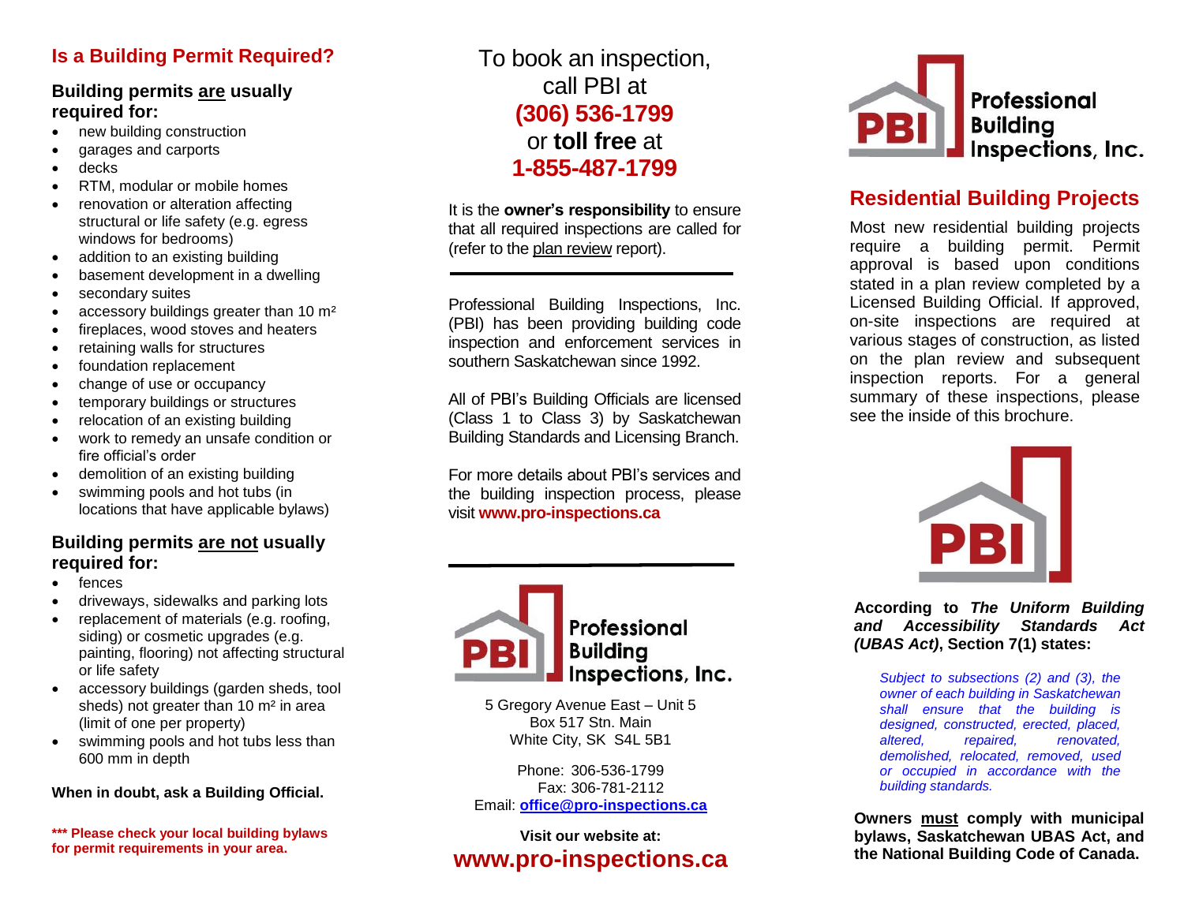## Is a Building Permit Required?

### Building permits <u>are</u> usually required for:

- new building construction
- garages and carports
- decks
- RTM, modular or mobile homes
- renovation or alteration affecting structural or life safety (e.g. egress windows for bedrooms)
- addition to an existing building
- basement development in a dwelling
- secondary suites
- accessory buildings greater than 10 m²
- fireplaces, wood stoves and heaters
- retaining walls for structures
- foundation replacement
- change of use or occupancy
- temporary buildings or structures
- relocation of an existing building
- work to remedy an unsafe condition or fire official's order
- demolition of an existing building
- swimming pools and hot tubs (in locations that have applicable bylaws)

### Building permits <u>are not</u> usually required for:

- fences
- driveways, sidewalks and parking lots
- replacement of materials (e.g. roofing, siding) or cosmetic upgrades (e.g. painting, flooring) not affecting structural or life safety
- accessory buildings (garden sheds, tool sheds) not greater than 10 m² in area (limit of one per property)
- swimming pools and hot tubs less than 600 mm in depth

**When in doubt, ask a Building Official.**

**\*\*\* Please check your local building bylaws for permit requirements in your area.**

To book an inspection, call PBI at
**(306) 536-1799**
or **toll free** at
**1-855-487-1799**

It is the **owner's responsibility** to ensure that all required inspections are called for (refer to the <u>plan review</u> report).

---

Professional Building Inspections, Inc. (PBI) has been providing building code inspection and enforcement services in southern Saskatchewan since 1992.

All of PBI's Building Officials are licensed (Class 1 to Class 3) by Saskatchewan Building Standards and Licensing Branch.

For more details about PBI's services and the building inspection process, please visit **www.pro-inspections.ca**

---

PBI Professional Building Inspections, Inc.

5 Gregory Avenue East – Unit 5
Box 517 Stn. Main
White City, SK S4L 5B1

Phone: 306-536-1799
Fax: 306-781-2112
Email: **office@pro-inspections.ca**

**Visit our website at:**
**www.pro-inspections.ca**

PBI Professional Building Inspections, Inc.

## Residential Building Projects

Most new residential building projects require a building permit. Permit approval is based upon conditions stated in a plan review completed by a Licensed Building Official. If approved, on-site inspections are required at various stages of construction, as listed on the plan review and subsequent inspection reports. For a general summary of these inspections, please see the inside of this brochure.

PBI

**According to *The Uniform Building and Accessibility Standards Act (UBAS Act)*, Section 7(1) states:**

> *Subject to subsections (2) and (3), the owner of each building in Saskatchewan shall ensure that the building is designed, constructed, erected, placed, altered, repaired, renovated, demolished, relocated, removed, used or occupied in accordance with the building standards.*

**Owners <u>must</u> comply with municipal bylaws, Saskatchewan UBAS Act, and the National Building Code of Canada.**